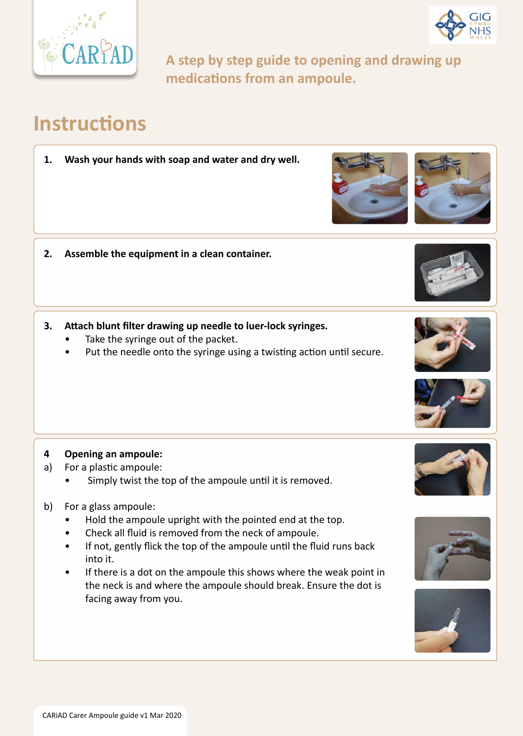A step by step guide to opening and drawing up medications from an ampoule.

# Instructions

1. **Wash your hands with soap and water and dry well.**

2. **Assemble the equipment in a clean container.**

3. **Attach blunt filter drawing up needle to luer-lock syringes.**
   - Take the syringe out of the packet.
   - Put the needle onto the syringe using a twisting action until secure.

4 **Opening an ampoule:**

a) For a plastic ampoule:
   - Simply twist the top of the ampoule until it is removed.

b) For a glass ampoule:
   - Hold the ampoule upright with the pointed end at the top.
   - Check all fluid is removed from the neck of ampoule.
   - If not, gently flick the top of the ampoule until the fluid runs back into it.
   - If there is a dot on the ampoule this shows where the weak point in the neck is and where the ampoule should break. Ensure the dot is facing away from you.

CARiAD Carer Ampoule guide v1 Mar 2020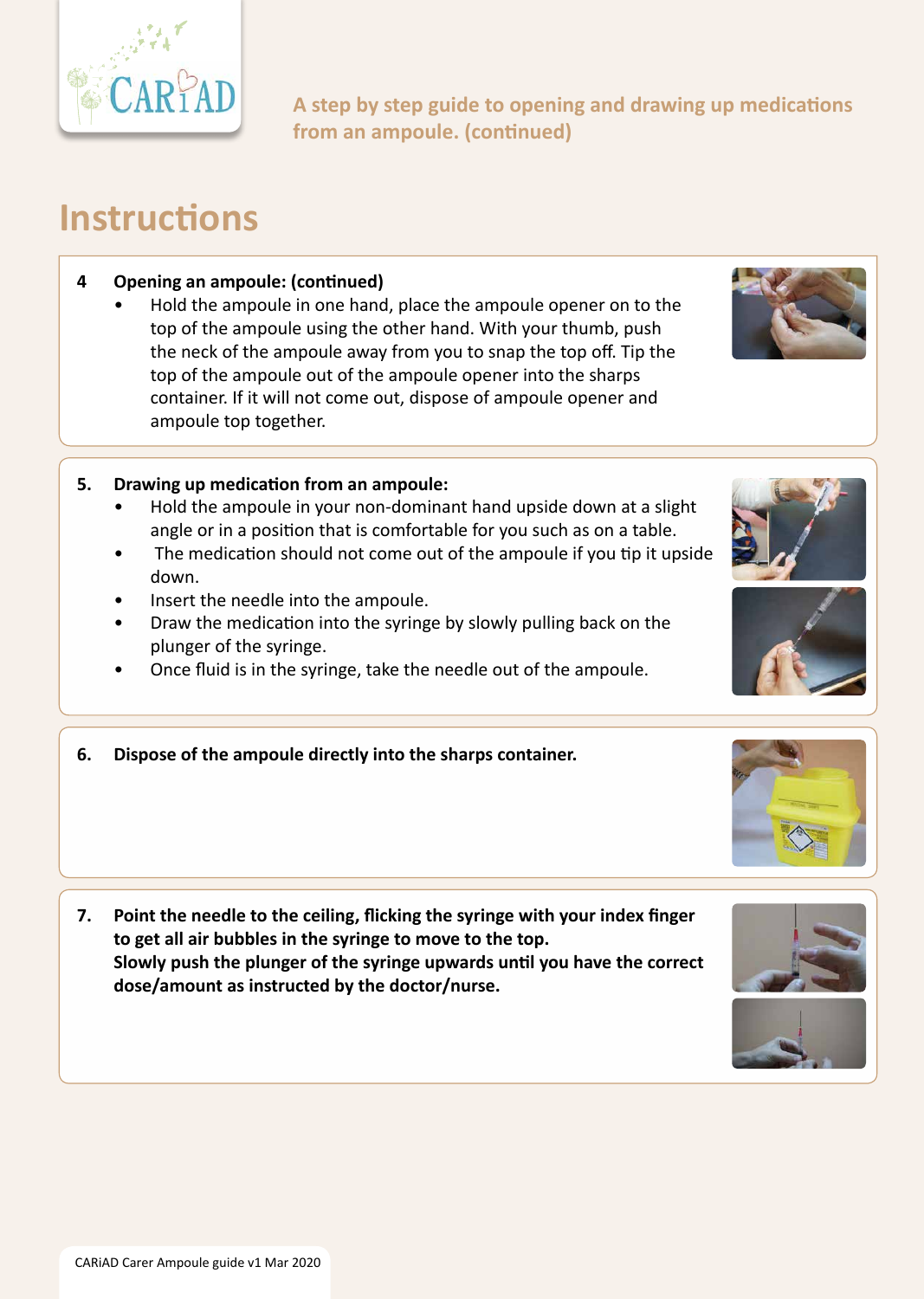A step by step guide to opening and drawing up medications from an ampoule. (continued)

# Instructions

**4 Opening an ampoule: (continued)**

- Hold the ampoule in one hand, place the ampoule opener on to the top of the ampoule using the other hand. With your thumb, push the neck of the ampoule away from you to snap the top off. Tip the top of the ampoule out of the ampoule opener into the sharps container. If it will not come out, dispose of ampoule opener and ampoule top together.

**5. Drawing up medication from an ampoule:**

- Hold the ampoule in your non-dominant hand upside down at a slight angle or in a position that is comfortable for you such as on a table.
- The medication should not come out of the ampoule if you tip it upside down.
- Insert the needle into the ampoule.
- Draw the medication into the syringe by slowly pulling back on the plunger of the syringe.
- Once fluid is in the syringe, take the needle out of the ampoule.

**6. Dispose of the ampoule directly into the sharps container.**

**7. Point the needle to the ceiling, flicking the syringe with your index finger to get all air bubbles in the syringe to move to the top.**
**Slowly push the plunger of the syringe upwards until you have the correct dose/amount as instructed by the doctor/nurse.**

CARiAD Carer Ampoule guide v1 Mar 2020